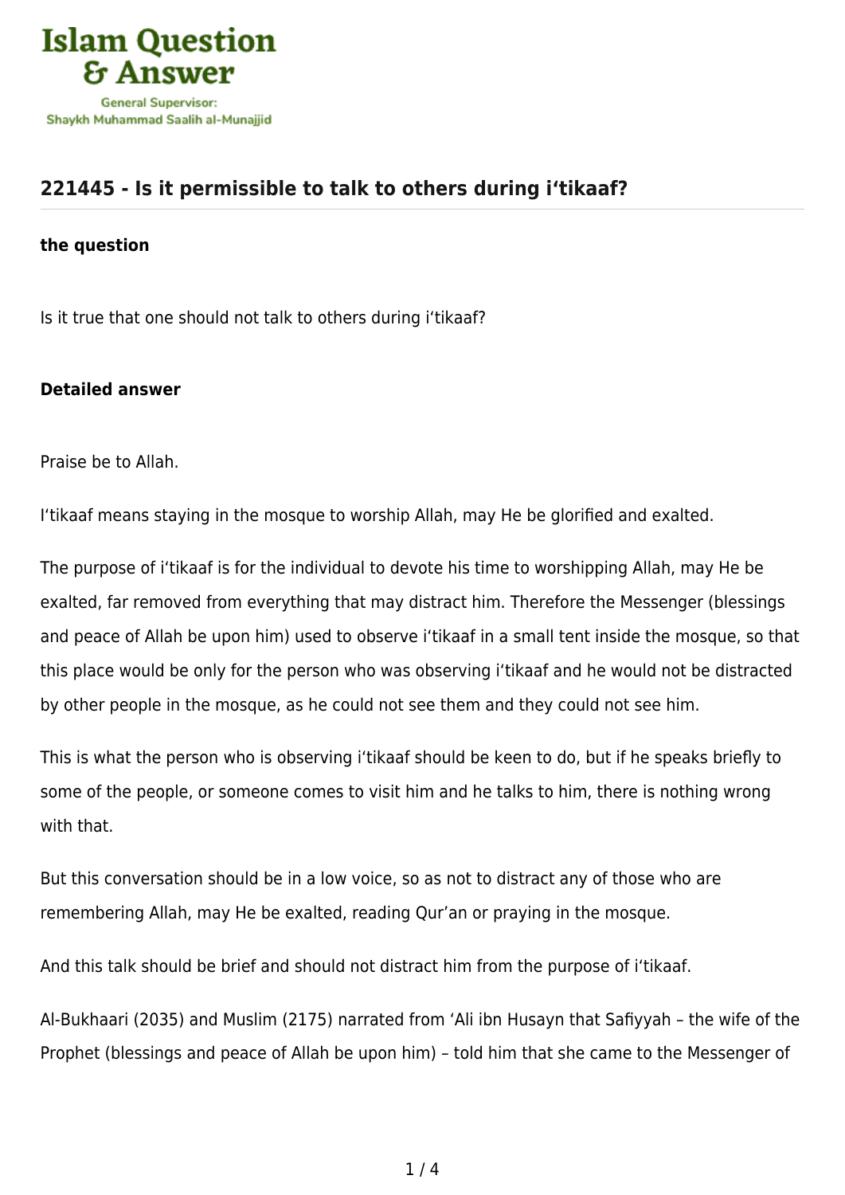# 221445 - Is it permissible to talk to others during i'tikaaf?

**the question**

Is it true that one should not talk to others during i'tikaaf?

**Detailed answer**

Praise be to Allah.

I'tikaaf means staying in the mosque to worship Allah, may He be glorified and exalted.

The purpose of i'tikaaf is for the individual to devote his time to worshipping Allah, may He be exalted, far removed from everything that may distract him. Therefore the Messenger (blessings and peace of Allah be upon him) used to observe i'tikaaf in a small tent inside the mosque, so that this place would be only for the person who was observing i'tikaaf and he would not be distracted by other people in the mosque, as he could not see them and they could not see him.

This is what the person who is observing i'tikaaf should be keen to do, but if he speaks briefly to some of the people, or someone comes to visit him and he talks to him, there is nothing wrong with that.

But this conversation should be in a low voice, so as not to distract any of those who are remembering Allah, may He be exalted, reading Qur'an or praying in the mosque.

And this talk should be brief and should not distract him from the purpose of i'tikaaf.

Al-Bukhaari (2035) and Muslim (2175) narrated from 'Ali ibn Husayn that Safiyyah – the wife of the Prophet (blessings and peace of Allah be upon him) – told him that she came to the Messenger of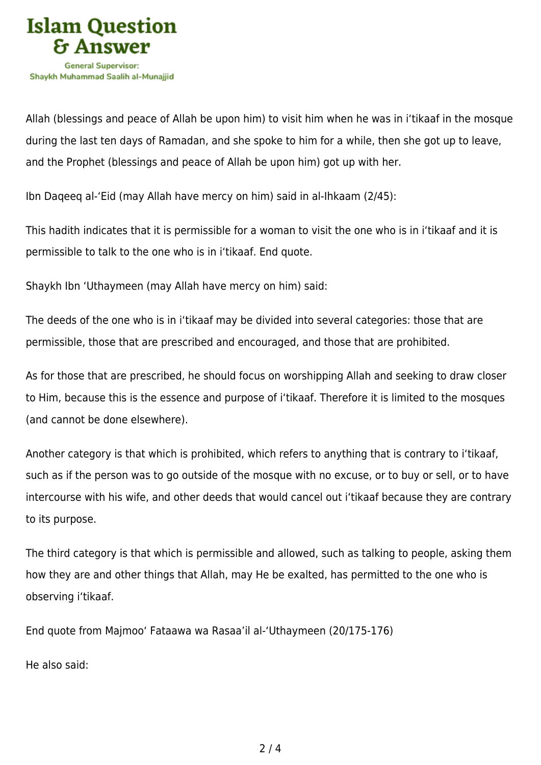Allah (blessings and peace of Allah be upon him) to visit him when he was in i'tikaaf in the mosque during the last ten days of Ramadan, and she spoke to him for a while, then she got up to leave, and the Prophet (blessings and peace of Allah be upon him) got up with her.

Ibn Daqeeq al-'Eid (may Allah have mercy on him) said in al-Ihkaam (2/45):

This hadith indicates that it is permissible for a woman to visit the one who is in i'tikaaf and it is permissible to talk to the one who is in i'tikaaf. End quote.

Shaykh Ibn 'Uthaymeen (may Allah have mercy on him) said:

The deeds of the one who is in i'tikaaf may be divided into several categories: those that are permissible, those that are prescribed and encouraged, and those that are prohibited.

As for those that are prescribed, he should focus on worshipping Allah and seeking to draw closer to Him, because this is the essence and purpose of i'tikaaf. Therefore it is limited to the mosques (and cannot be done elsewhere).

Another category is that which is prohibited, which refers to anything that is contrary to i'tikaaf, such as if the person was to go outside of the mosque with no excuse, or to buy or sell, or to have intercourse with his wife, and other deeds that would cancel out i'tikaaf because they are contrary to its purpose.

The third category is that which is permissible and allowed, such as talking to people, asking them how they are and other things that Allah, may He be exalted, has permitted to the one who is observing i'tikaaf.

End quote from Majmoo' Fataawa wa Rasaa'il al-'Uthaymeen (20/175-176)

He also said: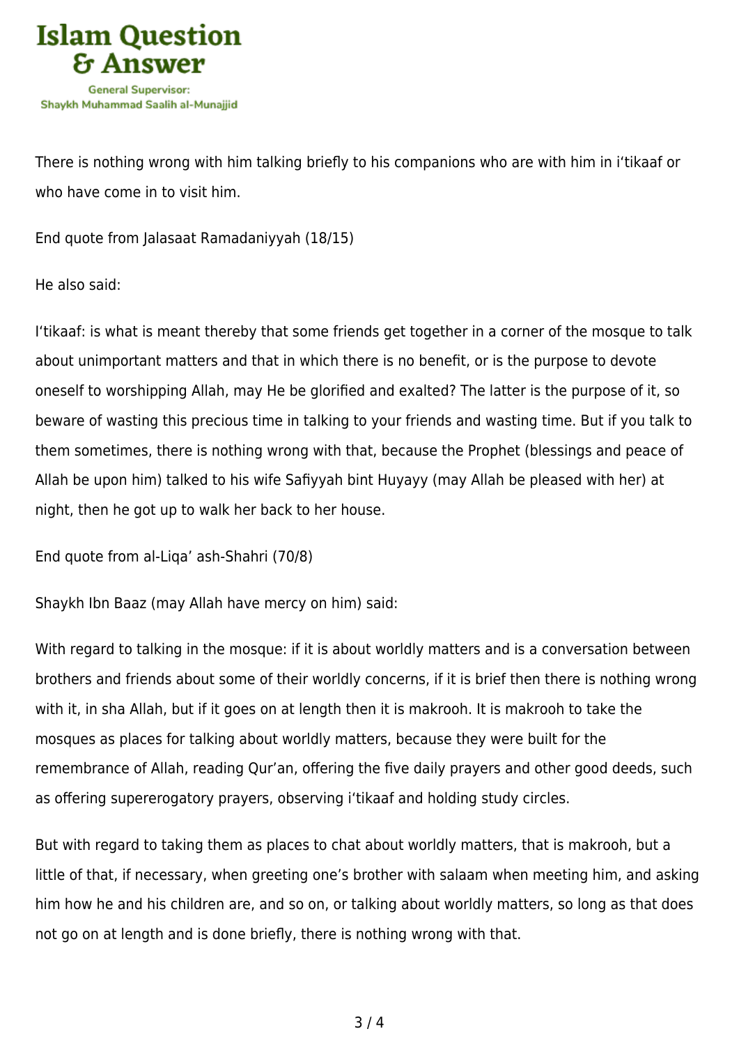There is nothing wrong with him talking briefly to his companions who are with him in i'tikaaf or who have come in to visit him.

End quote from Jalasaat Ramadaniyyah (18/15)

He also said:

I'tikaaf: is what is meant thereby that some friends get together in a corner of the mosque to talk about unimportant matters and that in which there is no benefit, or is the purpose to devote oneself to worshipping Allah, may He be glorified and exalted? The latter is the purpose of it, so beware of wasting this precious time in talking to your friends and wasting time. But if you talk to them sometimes, there is nothing wrong with that, because the Prophet (blessings and peace of Allah be upon him) talked to his wife Safiyyah bint Huyayy (may Allah be pleased with her) at night, then he got up to walk her back to her house.

End quote from al-Liqa' ash-Shahri (70/8)

Shaykh Ibn Baaz (may Allah have mercy on him) said:

With regard to talking in the mosque: if it is about worldly matters and is a conversation between brothers and friends about some of their worldly concerns, if it is brief then there is nothing wrong with it, in sha Allah, but if it goes on at length then it is makrooh. It is makrooh to take the mosques as places for talking about worldly matters, because they were built for the remembrance of Allah, reading Qur'an, offering the five daily prayers and other good deeds, such as offering supererogatory prayers, observing i'tikaaf and holding study circles.

But with regard to taking them as places to chat about worldly matters, that is makrooh, but a little of that, if necessary, when greeting one's brother with salaam when meeting him, and asking him how he and his children are, and so on, or talking about worldly matters, so long as that does not go on at length and is done briefly, there is nothing wrong with that.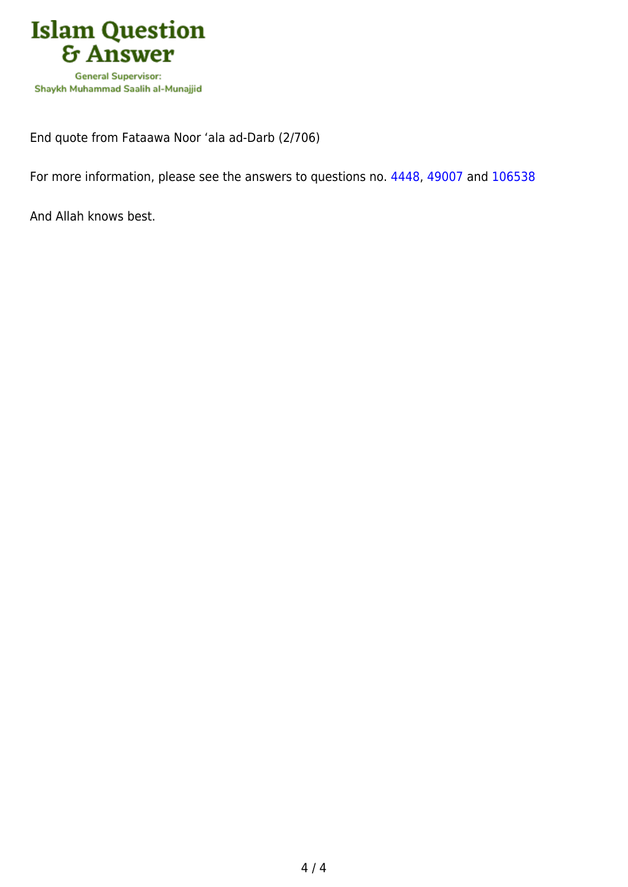End quote from Fataawa Noor ‘ala ad-Darb (2/706)

For more information, please see the answers to questions no. 4448, 49007 and 106538

And Allah knows best.